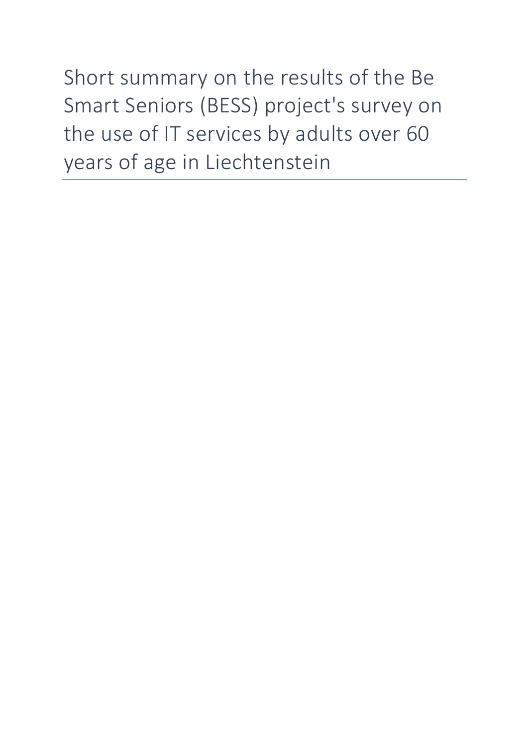# Short summary on the results of the Be Smart Seniors (BESS) project's survey on the use of IT services by adults over 60 years of age in Liechtenstein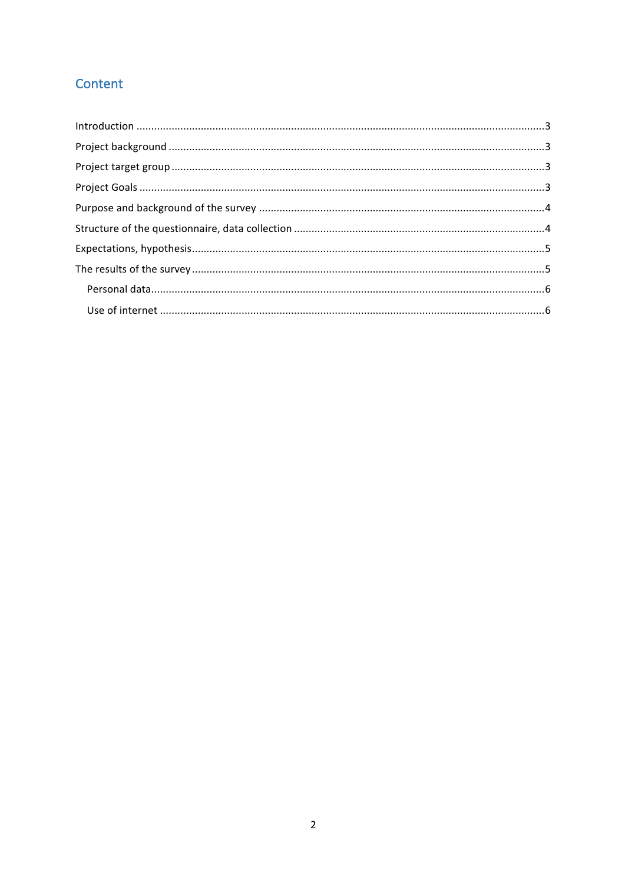## Content

- Introduction ... 3
- Project background ... 3
- Project target group ... 3
- Project Goals ... 3
- Purpose and background of the survey ... 4
- Structure of the questionnaire, data collection ... 4
- Expectations, hypothesis ... 5
- The results of the survey ... 5
  - Personal data ... 6
  - Use of internet ... 6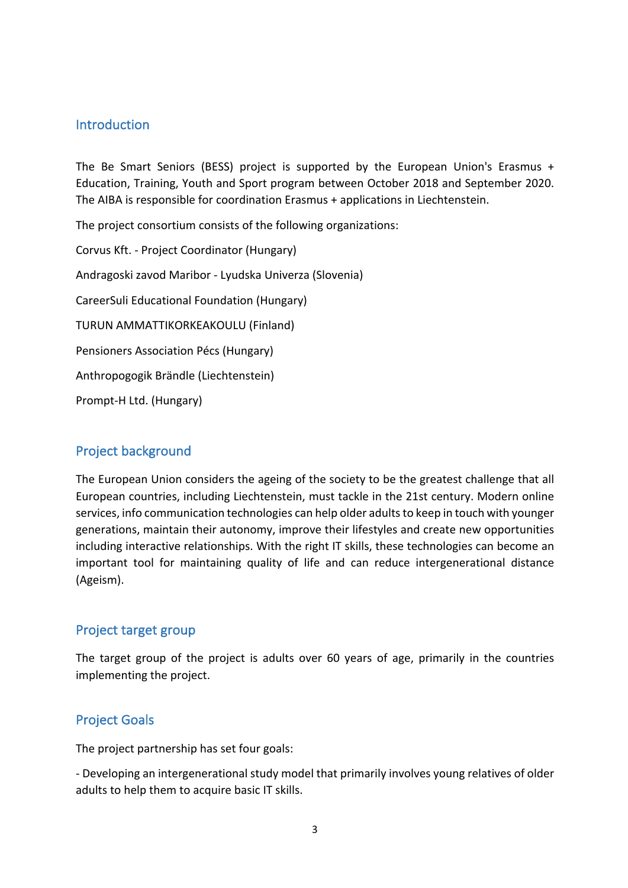## Introduction

The Be Smart Seniors (BESS) project is supported by the European Union's Erasmus + Education, Training, Youth and Sport program between October 2018 and September 2020. The AIBA is responsible for coordination Erasmus + applications in Liechtenstein.

The project consortium consists of the following organizations:

Corvus Kft. - Project Coordinator (Hungary)

Andragoski zavod Maribor - Lyudska Univerza (Slovenia)

CareerSuli Educational Foundation (Hungary)

TURUN AMMATTIKORKEAKOULU (Finland)

Pensioners Association Pécs (Hungary)

Anthropogogik Brändle (Liechtenstein)

Prompt-H Ltd. (Hungary)

## Project background

The European Union considers the ageing of the society to be the greatest challenge that all European countries, including Liechtenstein, must tackle in the 21st century. Modern online services, info communication technologies can help older adults to keep in touch with younger generations, maintain their autonomy, improve their lifestyles and create new opportunities including interactive relationships. With the right IT skills, these technologies can become an important tool for maintaining quality of life and can reduce intergenerational distance (Ageism).

## Project target group

The target group of the project is adults over 60 years of age, primarily in the countries implementing the project.

## Project Goals

The project partnership has set four goals:

- Developing an intergenerational study model that primarily involves young relatives of older adults to help them to acquire basic IT skills.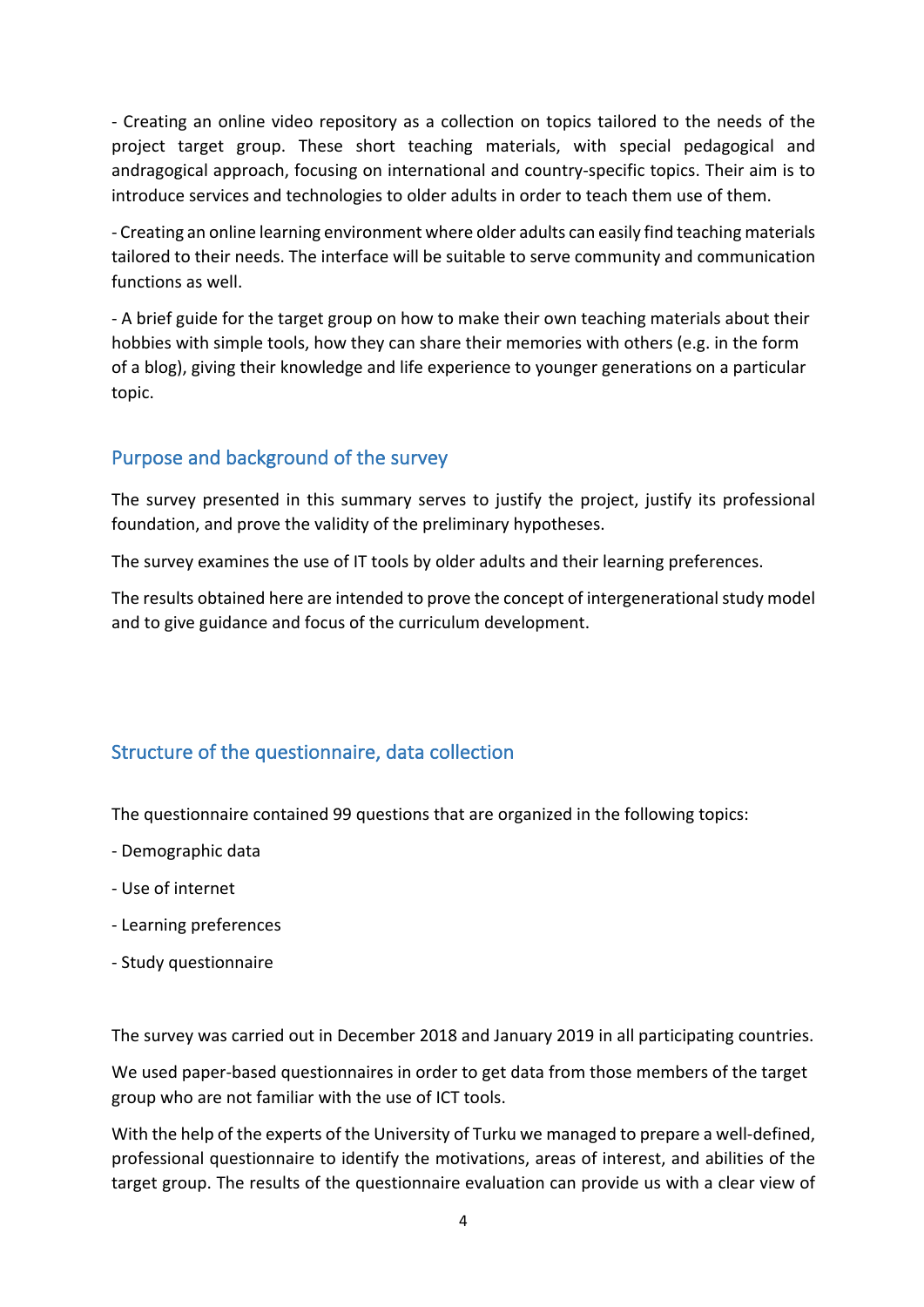- Creating an online video repository as a collection on topics tailored to the needs of the project target group. These short teaching materials, with special pedagogical and andragogical approach, focusing on international and country-specific topics. Their aim is to introduce services and technologies to older adults in order to teach them use of them.

- Creating an online learning environment where older adults can easily find teaching materials tailored to their needs. The interface will be suitable to serve community and communication functions as well.

- A brief guide for the target group on how to make their own teaching materials about their hobbies with simple tools, how they can share their memories with others (e.g. in the form of a blog), giving their knowledge and life experience to younger generations on a particular topic.

## Purpose and background of the survey

The survey presented in this summary serves to justify the project, justify its professional foundation, and prove the validity of the preliminary hypotheses.

The survey examines the use of IT tools by older adults and their learning preferences.

The results obtained here are intended to prove the concept of intergenerational study model and to give guidance and focus of the curriculum development.

## Structure of the questionnaire, data collection

The questionnaire contained 99 questions that are organized in the following topics:

- Demographic data
- Use of internet
- Learning preferences
- Study questionnaire

The survey was carried out in December 2018 and January 2019 in all participating countries.

We used paper-based questionnaires in order to get data from those members of the target group who are not familiar with the use of ICT tools.

With the help of the experts of the University of Turku we managed to prepare a well-defined, professional questionnaire to identify the motivations, areas of interest, and abilities of the target group. The results of the questionnaire evaluation can provide us with a clear view of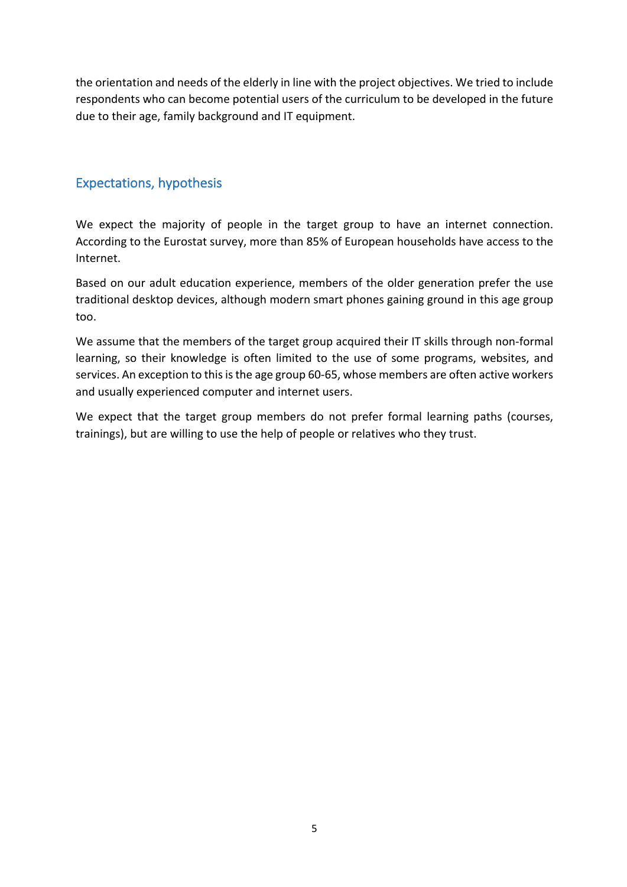the orientation and needs of the elderly in line with the project objectives. We tried to include respondents who can become potential users of the curriculum to be developed in the future due to their age, family background and IT equipment.

## Expectations, hypothesis

We expect the majority of people in the target group to have an internet connection. According to the Eurostat survey, more than 85% of European households have access to the Internet.

Based on our adult education experience, members of the older generation prefer the use traditional desktop devices, although modern smart phones gaining ground in this age group too.

We assume that the members of the target group acquired their IT skills through non-formal learning, so their knowledge is often limited to the use of some programs, websites, and services. An exception to this is the age group 60-65, whose members are often active workers and usually experienced computer and internet users.

We expect that the target group members do not prefer formal learning paths (courses, trainings), but are willing to use the help of people or relatives who they trust.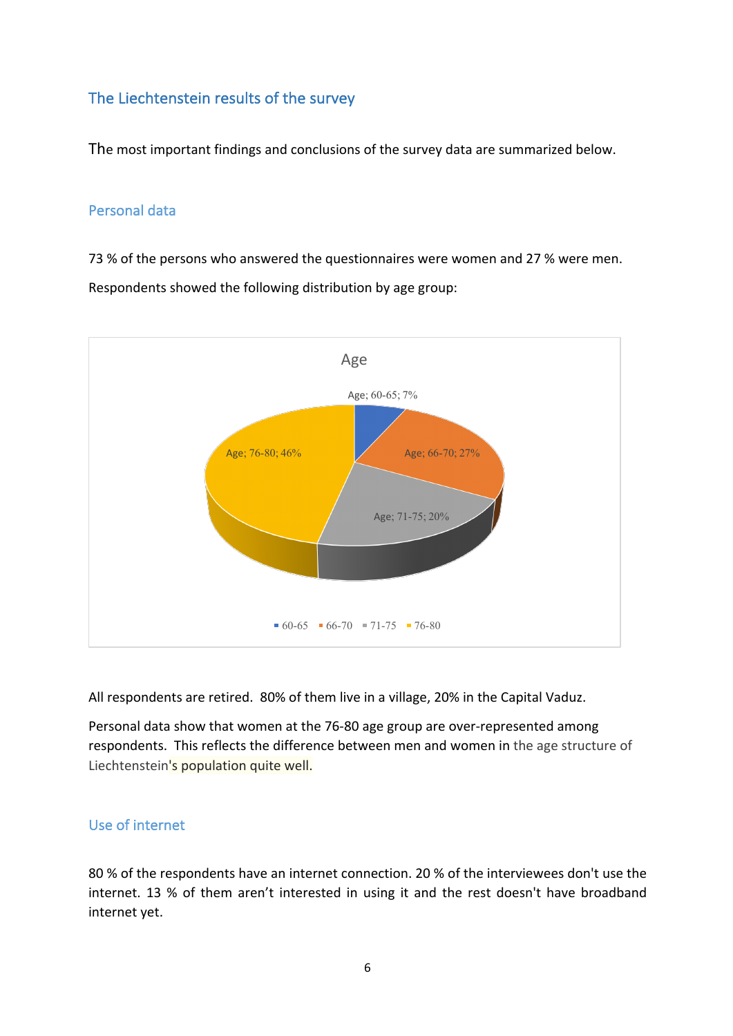## The Liechtenstein results of the survey

The most important findings and conclusions of the survey data are summarized below.

### Personal data

73 % of the persons who answered the questionnaires were women and 27 % were men.

Respondents showed the following distribution by age group:

Age

Age; 60-65; 7%

Age; 66-70; 27%

Age; 71-75; 20%

Age; 76-80; 46%

60-65 66-70 71-75 76-80

All respondents are retired. 80% of them live in a village, 20% in the Capital Vaduz.

Personal data show that women at the 76-80 age group are over-represented among respondents. This reflects the difference between men and women in the age structure of Liechtenstein's population quite well.

### Use of internet

80 % of the respondents have an internet connection. 20 % of the interviewees don't use the internet. 13 % of them aren't interested in using it and the rest doesn't have broadband internet yet.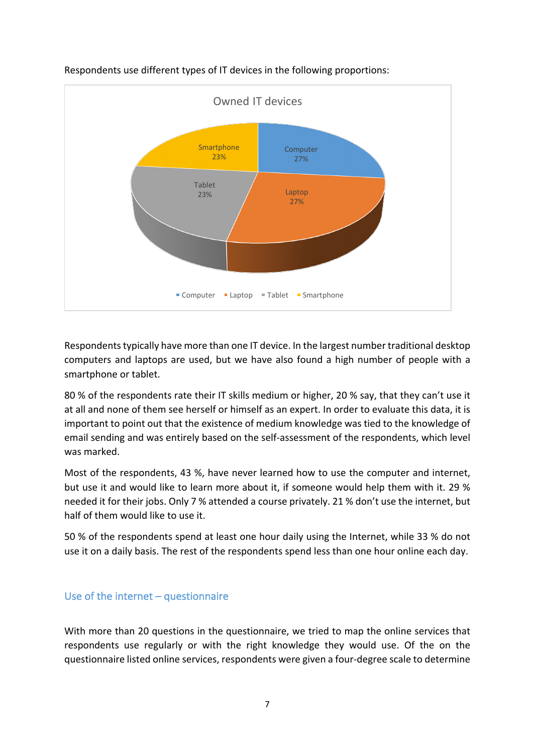Respondents use different types of IT devices in the following proportions:

Owned IT devices

| Device | Share |
|---|---|
| Computer | 27% |
| Laptop | 27% |
| Tablet | 23% |
| Smartphone | 23% |

Respondents typically have more than one IT device. In the largest number traditional desktop computers and laptops are used, but we have also found a high number of people with a smartphone or tablet.

80 % of the respondents rate their IT skills medium or higher, 20 % say, that they can't use it at all and none of them see herself or himself as an expert. In order to evaluate this data, it is important to point out that the existence of medium knowledge was tied to the knowledge of email sending and was entirely based on the self-assessment of the respondents, which level was marked.

Most of the respondents, 43 %, have never learned how to use the computer and internet, but use it and would like to learn more about it, if someone would help them with it. 29 % needed it for their jobs. Only 7 % attended a course privately. 21 % don't use the internet, but half of them would like to use it.

50 % of the respondents spend at least one hour daily using the Internet, while 33 % do not use it on a daily basis. The rest of the respondents spend less than one hour online each day.

## Use of the internet – questionnaire

With more than 20 questions in the questionnaire, we tried to map the online services that respondents use regularly or with the right knowledge they would use. Of the on the questionnaire listed online services, respondents were given a four-degree scale to determine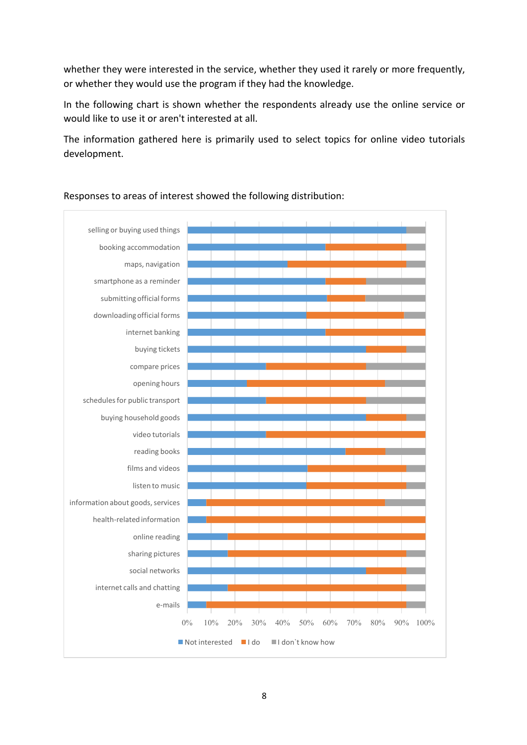whether they were interested in the service, whether they used it rarely or more frequently, or whether they would use the program if they had the knowledge.

In the following chart is shown whether the respondents already use the online service or would like to use it or aren't interested at all.

The information gathered here is primarily used to select topics for online video tutorials development.

Responses to areas of interest showed the following distribution: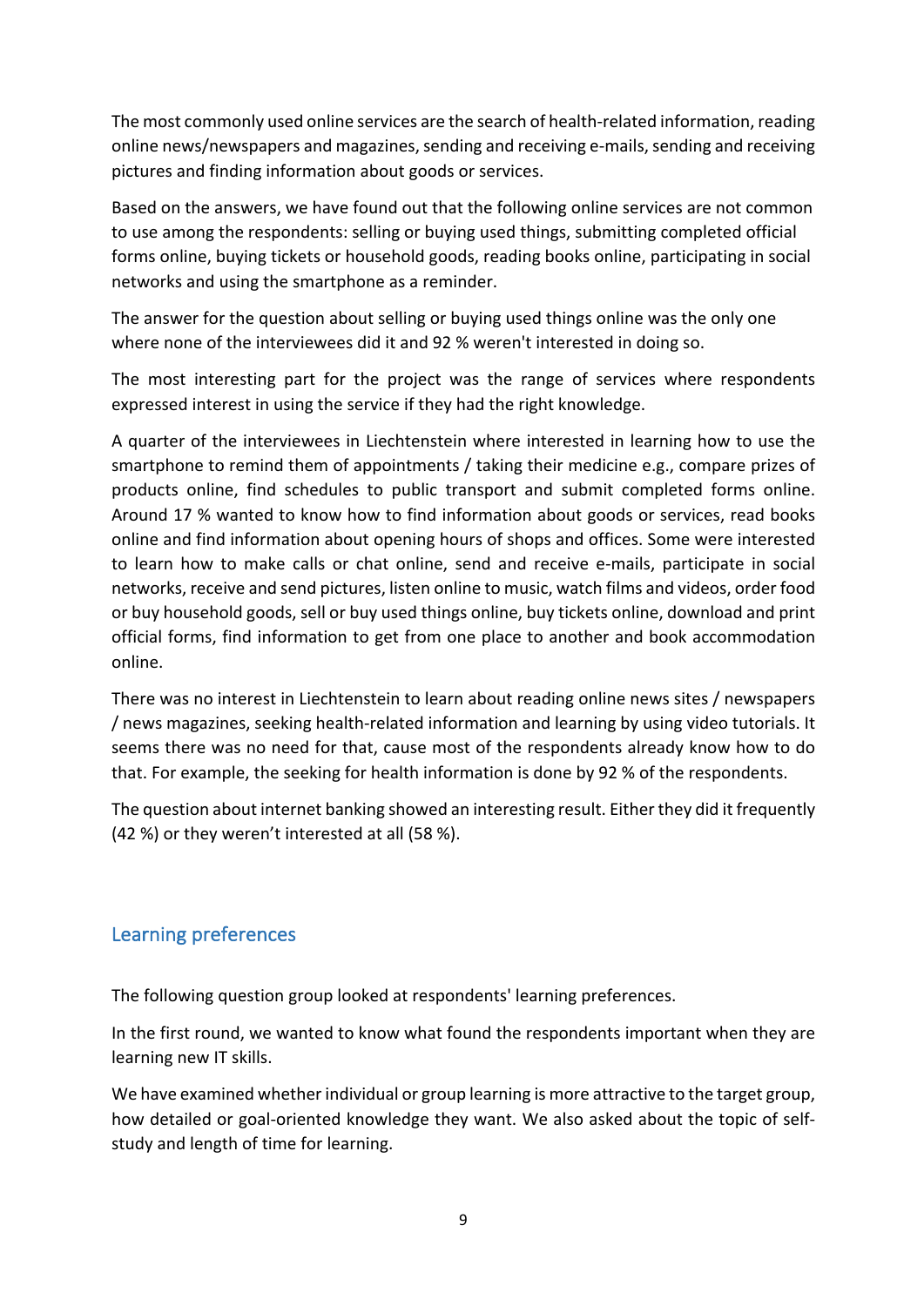The most commonly used online services are the search of health-related information, reading online news/newspapers and magazines, sending and receiving e-mails, sending and receiving pictures and finding information about goods or services.

Based on the answers, we have found out that the following online services are not common to use among the respondents: selling or buying used things, submitting completed official forms online, buying tickets or household goods, reading books online, participating in social networks and using the smartphone as a reminder.

The answer for the question about selling or buying used things online was the only one where none of the interviewees did it and 92 % weren't interested in doing so.

The most interesting part for the project was the range of services where respondents expressed interest in using the service if they had the right knowledge.

A quarter of the interviewees in Liechtenstein where interested in learning how to use the smartphone to remind them of appointments / taking their medicine e.g., compare prizes of products online, find schedules to public transport and submit completed forms online. Around 17 % wanted to know how to find information about goods or services, read books online and find information about opening hours of shops and offices. Some were interested to learn how to make calls or chat online, send and receive e-mails, participate in social networks, receive and send pictures, listen online to music, watch films and videos, order food or buy household goods, sell or buy used things online, buy tickets online, download and print official forms, find information to get from one place to another and book accommodation online.

There was no interest in Liechtenstein to learn about reading online news sites / newspapers / news magazines, seeking health-related information and learning by using video tutorials. It seems there was no need for that, cause most of the respondents already know how to do that. For example, the seeking for health information is done by 92 % of the respondents.

The question about internet banking showed an interesting result. Either they did it frequently (42 %) or they weren't interested at all (58 %).

## Learning preferences

The following question group looked at respondents' learning preferences.

In the first round, we wanted to know what found the respondents important when they are learning new IT skills.

We have examined whether individual or group learning is more attractive to the target group, how detailed or goal-oriented knowledge they want. We also asked about the topic of self-study and length of time for learning.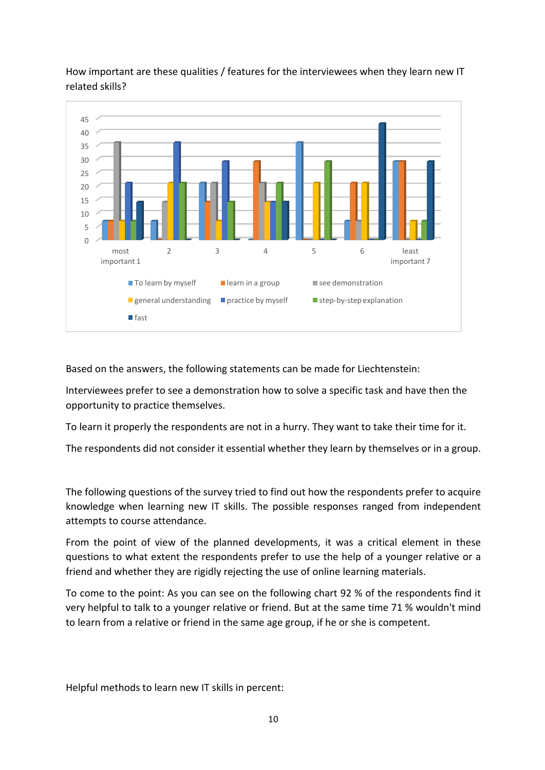How important are these qualities / features for the interviewees when they learn new IT related skills?

Based on the answers, the following statements can be made for Liechtenstein:

Interviewees prefer to see a demonstration how to solve a specific task and have then the opportunity to practice themselves.

To learn it properly the respondents are not in a hurry. They want to take their time for it.

The respondents did not consider it essential whether they learn by themselves or in a group.

The following questions of the survey tried to find out how the respondents prefer to acquire knowledge when learning new IT skills. The possible responses ranged from independent attempts to course attendance.

From the point of view of the planned developments, it was a critical element in these questions to what extent the respondents prefer to use the help of a younger relative or a friend and whether they are rigidly rejecting the use of online learning materials.

To come to the point: As you can see on the following chart 92 % of the respondents find it very helpful to talk to a younger relative or friend. But at the same time 71 % wouldn't mind to learn from a relative or friend in the same age group, if he or she is competent.

Helpful methods to learn new IT skills in percent: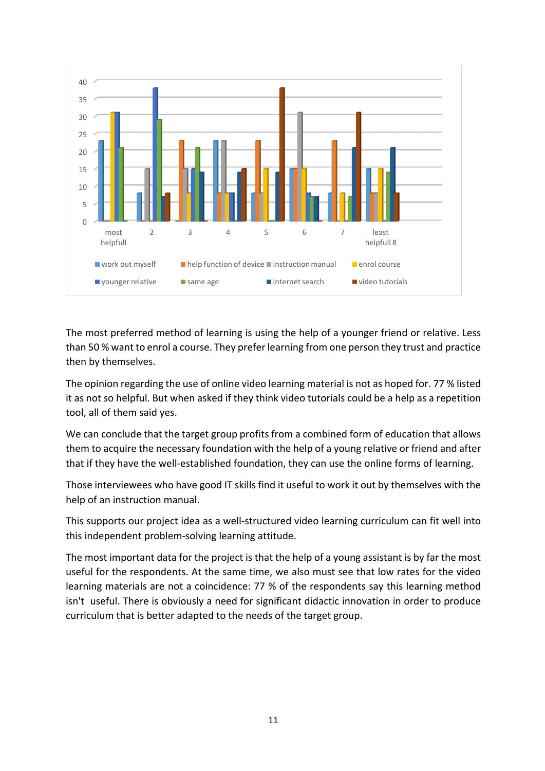The most preferred method of learning is using the help of a younger friend or relative. Less than 50 % want to enrol a course. They prefer learning from one person they trust and practice then by themselves.

The opinion regarding the use of online video learning material is not as hoped for. 77 % listed it as not so helpful. But when asked if they think video tutorials could be a help as a repetition tool, all of them said yes.

We can conclude that the target group profits from a combined form of education that allows them to acquire the necessary foundation with the help of a young relative or friend and after that if they have the well-established foundation, they can use the online forms of learning.

Those interviewees who have good IT skills find it useful to work it out by themselves with the help of an instruction manual.

This supports our project idea as a well-structured video learning curriculum can fit well into this independent problem-solving learning attitude.

The most important data for the project is that the help of a young assistant is by far the most useful for the respondents. At the same time, we also must see that low rates for the video learning materials are not a coincidence: 77 % of the respondents say this learning method isn't useful. There is obviously a need for significant didactic innovation in order to produce curriculum that is better adapted to the needs of the target group.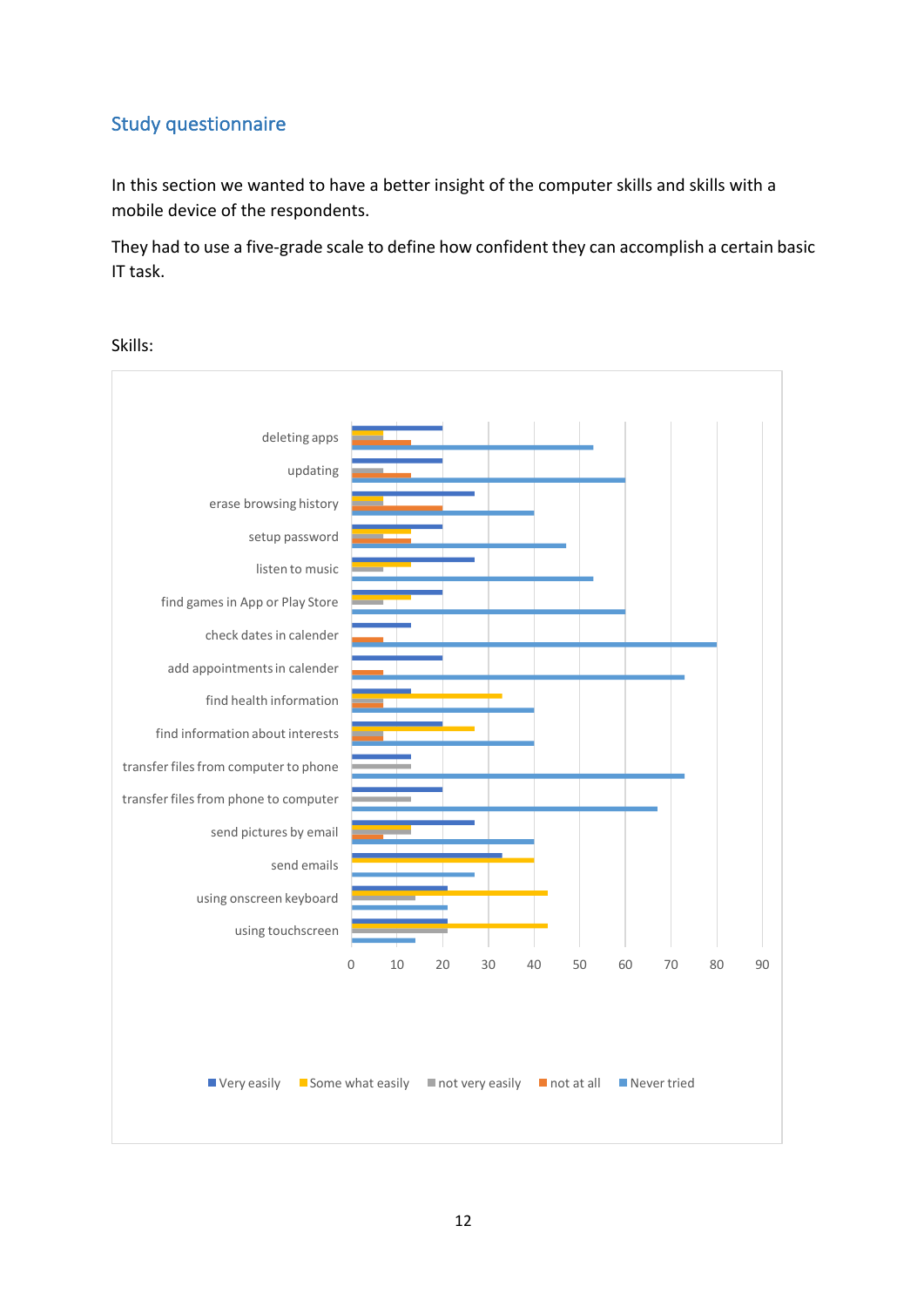## Study questionnaire

In this section we wanted to have a better insight of the computer skills and skills with a mobile device of the respondents.

They had to use a five-grade scale to define how confident they can accomplish a certain basic IT task.

Skills: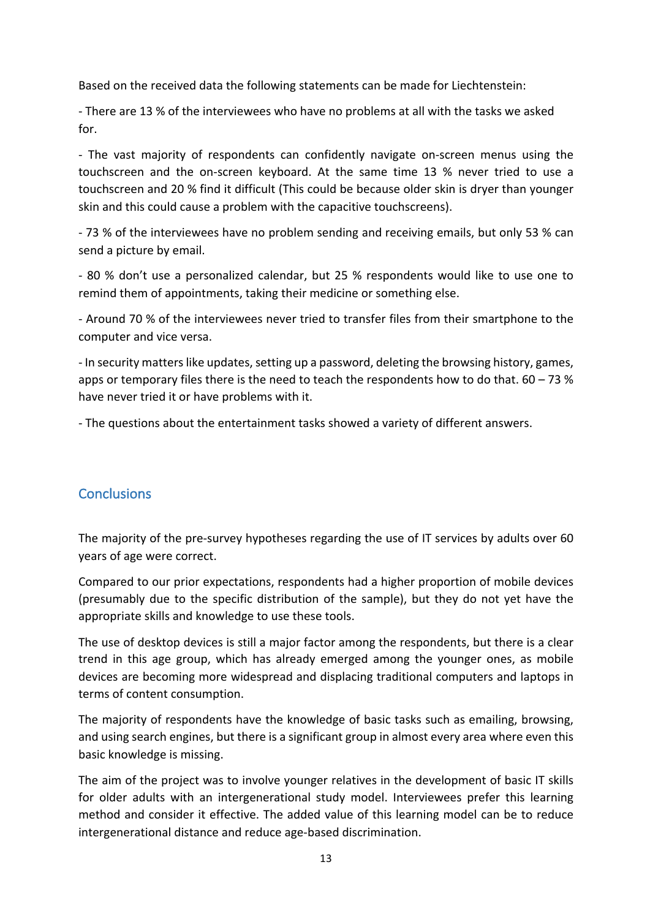Based on the received data the following statements can be made for Liechtenstein:

- There are 13 % of the interviewees who have no problems at all with the tasks we asked for.

- The vast majority of respondents can confidently navigate on-screen menus using the touchscreen and the on-screen keyboard. At the same time 13 % never tried to use a touchscreen and 20 % find it difficult (This could be because older skin is dryer than younger skin and this could cause a problem with the capacitive touchscreens).

- 73 % of the interviewees have no problem sending and receiving emails, but only 53 % can send a picture by email.

- 80 % don't use a personalized calendar, but 25 % respondents would like to use one to remind them of appointments, taking their medicine or something else.

- Around 70 % of the interviewees never tried to transfer files from their smartphone to the computer and vice versa.

- In security matters like updates, setting up a password, deleting the browsing history, games, apps or temporary files there is the need to teach the respondents how to do that. 60 – 73 % have never tried it or have problems with it.

- The questions about the entertainment tasks showed a variety of different answers.

## Conclusions

The majority of the pre-survey hypotheses regarding the use of IT services by adults over 60 years of age were correct.

Compared to our prior expectations, respondents had a higher proportion of mobile devices (presumably due to the specific distribution of the sample), but they do not yet have the appropriate skills and knowledge to use these tools.

The use of desktop devices is still a major factor among the respondents, but there is a clear trend in this age group, which has already emerged among the younger ones, as mobile devices are becoming more widespread and displacing traditional computers and laptops in terms of content consumption.

The majority of respondents have the knowledge of basic tasks such as emailing, browsing, and using search engines, but there is a significant group in almost every area where even this basic knowledge is missing.

The aim of the project was to involve younger relatives in the development of basic IT skills for older adults with an intergenerational study model. Interviewees prefer this learning method and consider it effective. The added value of this learning model can be to reduce intergenerational distance and reduce age-based discrimination.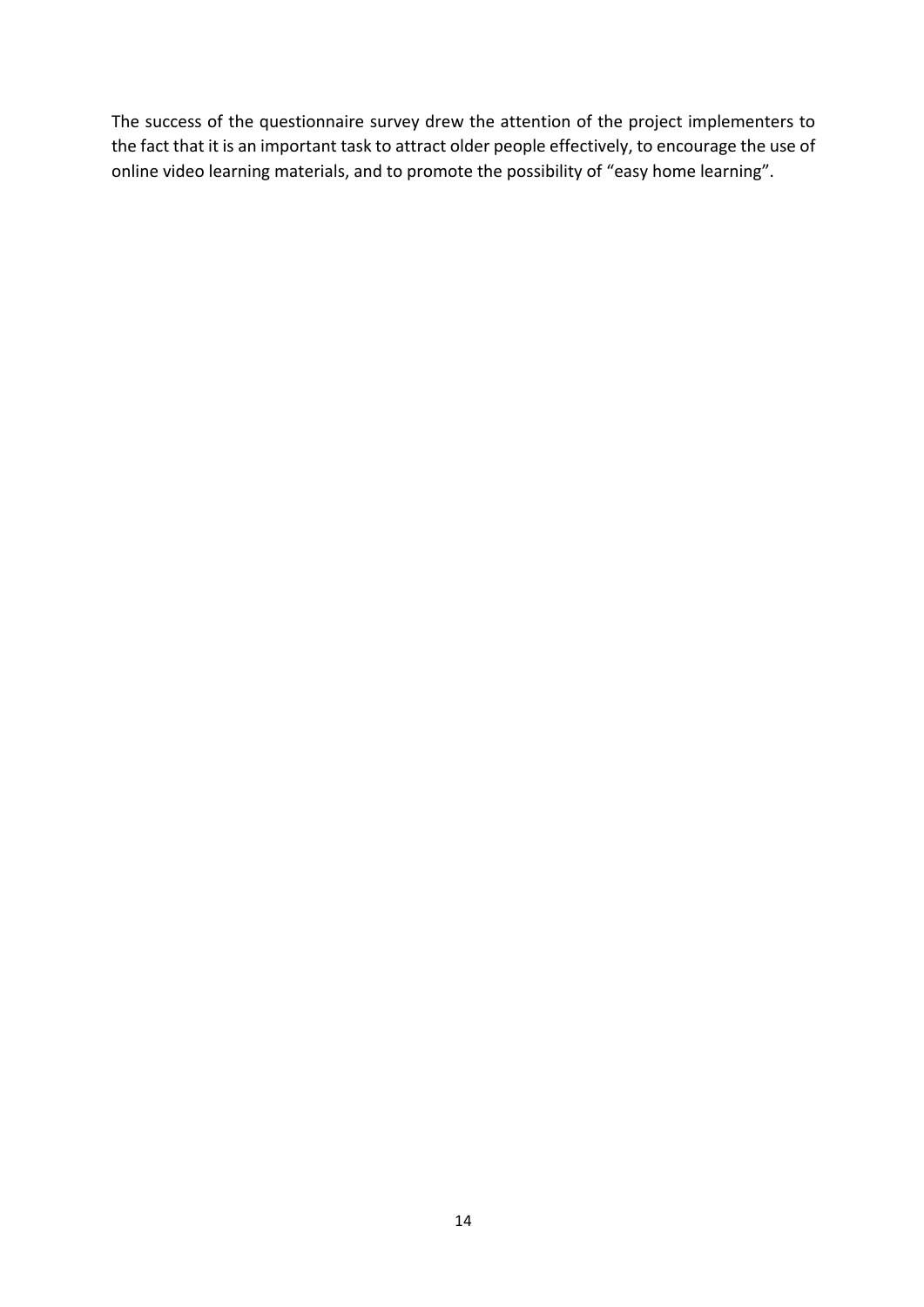The success of the questionnaire survey drew the attention of the project implementers to the fact that it is an important task to attract older people effectively, to encourage the use of online video learning materials, and to promote the possibility of "easy home learning".